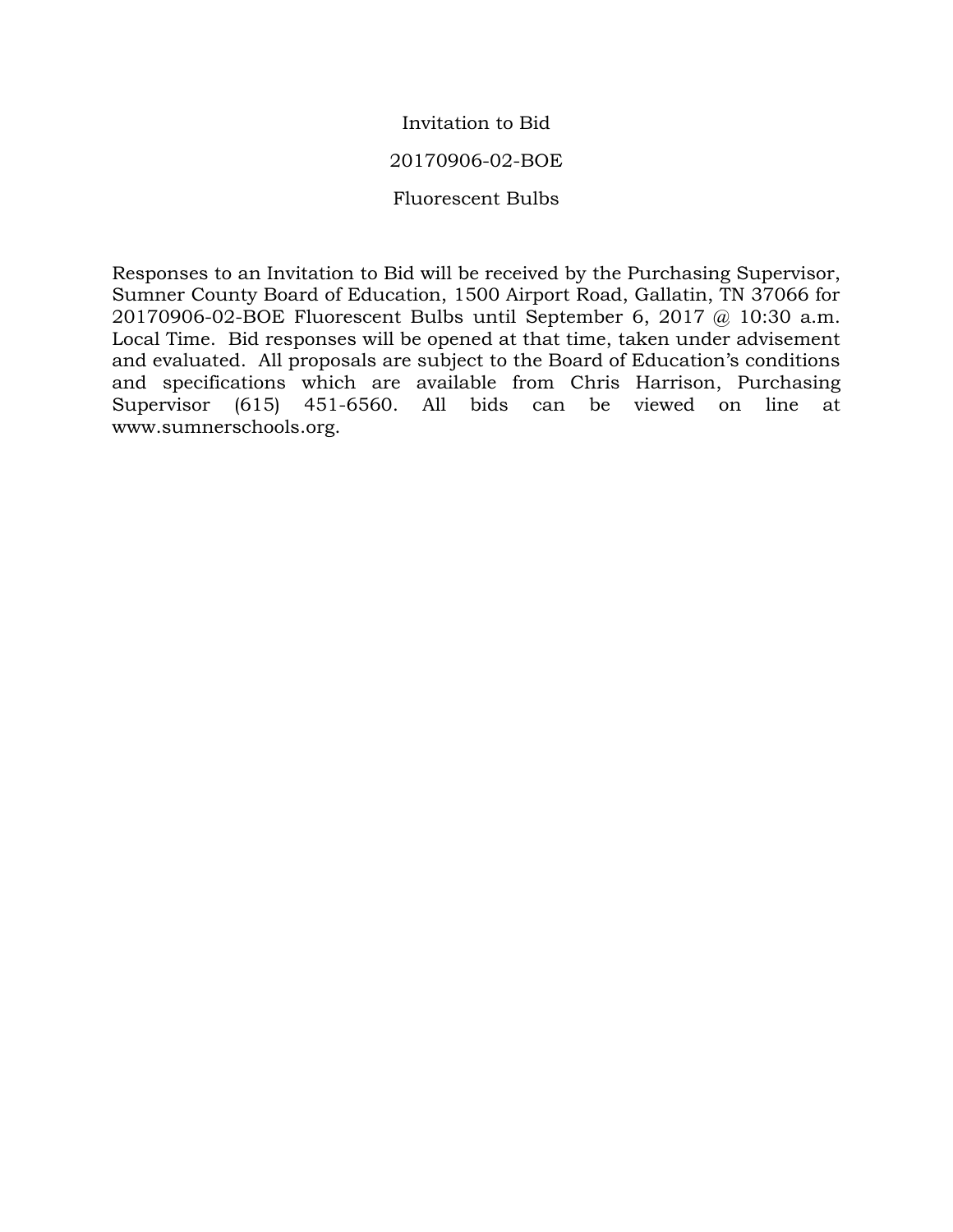# Invitation to Bid

## 20170906-02-BOE

## Fluorescent Bulbs

Responses to an Invitation to Bid will be received by the Purchasing Supervisor, Sumner County Board of Education, 1500 Airport Road, Gallatin, TN 37066 for 20170906-02-BOE Fluorescent Bulbs until September 6, 2017 @ 10:30 a.m. Local Time. Bid responses will be opened at that time, taken under advisement and evaluated. All proposals are subject to the Board of Education's conditions and specifications which are available from Chris Harrison, Purchasing Supervisor (615) 451-6560. All bids can be viewed on line at www.sumnerschools.org.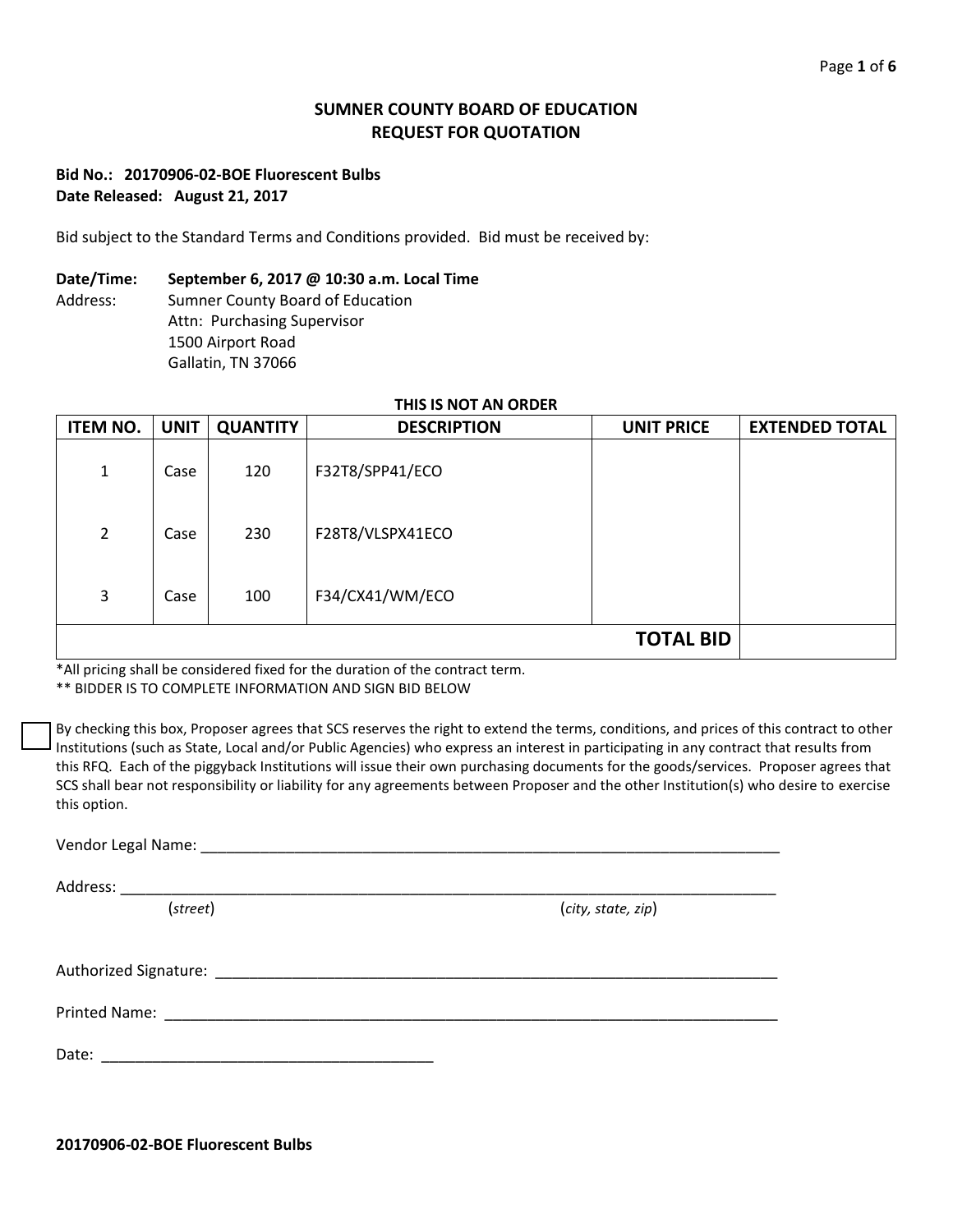**SUMNER COUNTY BOARD OF EDUCATION**
**REQUEST FOR QUOTATION**

**Bid No.: 20170906-02-BOE Fluorescent Bulbs**
**Date Released: August 21, 2017**

Bid subject to the Standard Terms and Conditions provided. Bid must be received by:

**Date/Time:** **September 6, 2017 @ 10:30 a.m. Local Time**
Address: Sumner County Board of Education
Attn: Purchasing Supervisor
1500 Airport Road
Gallatin, TN 37066

**THIS IS NOT AN ORDER**

| ITEM NO. | UNIT | QUANTITY | DESCRIPTION | UNIT PRICE | EXTENDED TOTAL |
|---|---|---|---|---|---|
| 1 | Case | 120 | F32T8/SPP41/ECO | | |
| 2 | Case | 230 | F28T8/VLSPX41ECO | | |
| 3 | Case | 100 | F34/CX41/WM/ECO | | |
| | | | | **TOTAL BID** | |

*All pricing shall be considered fixed for the duration of the contract term.
** BIDDER IS TO COMPLETE INFORMATION AND SIGN BID BELOW

☐ By checking this box, Proposer agrees that SCS reserves the right to extend the terms, conditions, and prices of this contract to other Institutions (such as State, Local and/or Public Agencies) who express an interest in participating in any contract that results from this RFQ. Each of the piggyback Institutions will issue their own purchasing documents for the goods/services. Proposer agrees that SCS shall bear not responsibility or liability for any agreements between Proposer and the other Institution(s) who desire to exercise this option.

Vendor Legal Name: ______________________________________________

Address: ______________________________________________
(*street*) (*city, state, zip*)

Authorized Signature: ______________________________________________

Printed Name: ______________________________________________

Date: ______________________________

**20170906-02-BOE Fluorescent Bulbs**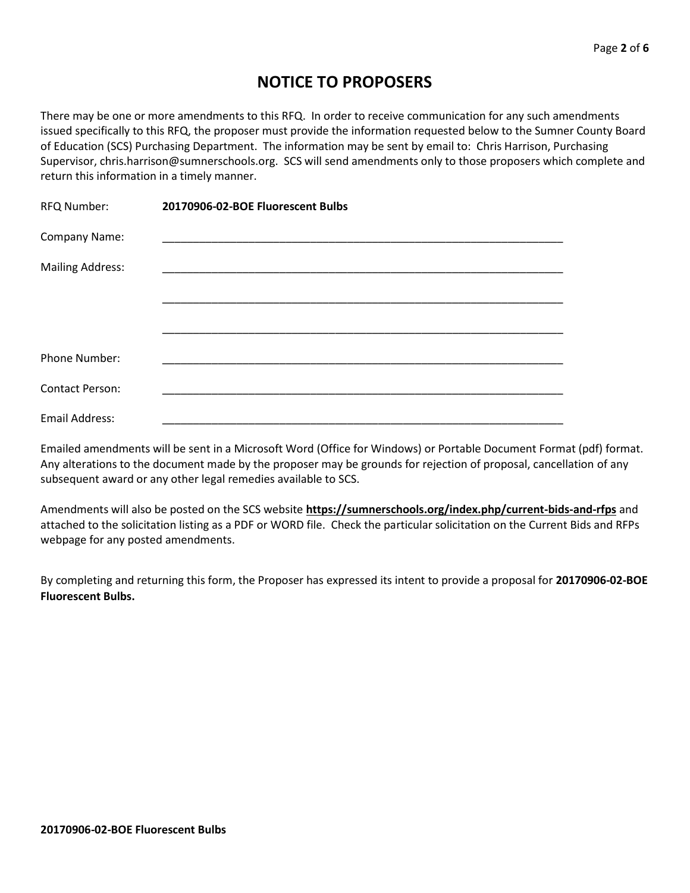# NOTICE TO PROPOSERS

There may be one or more amendments to this RFQ. In order to receive communication for any such amendments issued specifically to this RFQ, the proposer must provide the information requested below to the Sumner County Board of Education (SCS) Purchasing Department. The information may be sent by email to: Chris Harrison, Purchasing Supervisor, chris.harrison@sumnerschools.org. SCS will send amendments only to those proposers which complete and return this information in a timely manner.

RFQ Number: **20170906-02-BOE Fluorescent Bulbs**

Company Name: ____________________________________________________________________

Mailing Address: ____________________________________________________________________

____________________________________________________________________

____________________________________________________________________

Phone Number: ____________________________________________________________________

Contact Person: ____________________________________________________________________

Email Address: ____________________________________________________________________

Emailed amendments will be sent in a Microsoft Word (Office for Windows) or Portable Document Format (pdf) format. Any alterations to the document made by the proposer may be grounds for rejection of proposal, cancellation of any subsequent award or any other legal remedies available to SCS.

Amendments will also be posted on the SCS website **https://sumnerschools.org/index.php/current-bids-and-rfps** and attached to the solicitation listing as a PDF or WORD file. Check the particular solicitation on the Current Bids and RFPs webpage for any posted amendments.

By completing and returning this form, the Proposer has expressed its intent to provide a proposal for **20170906-02-BOE Fluorescent Bulbs.**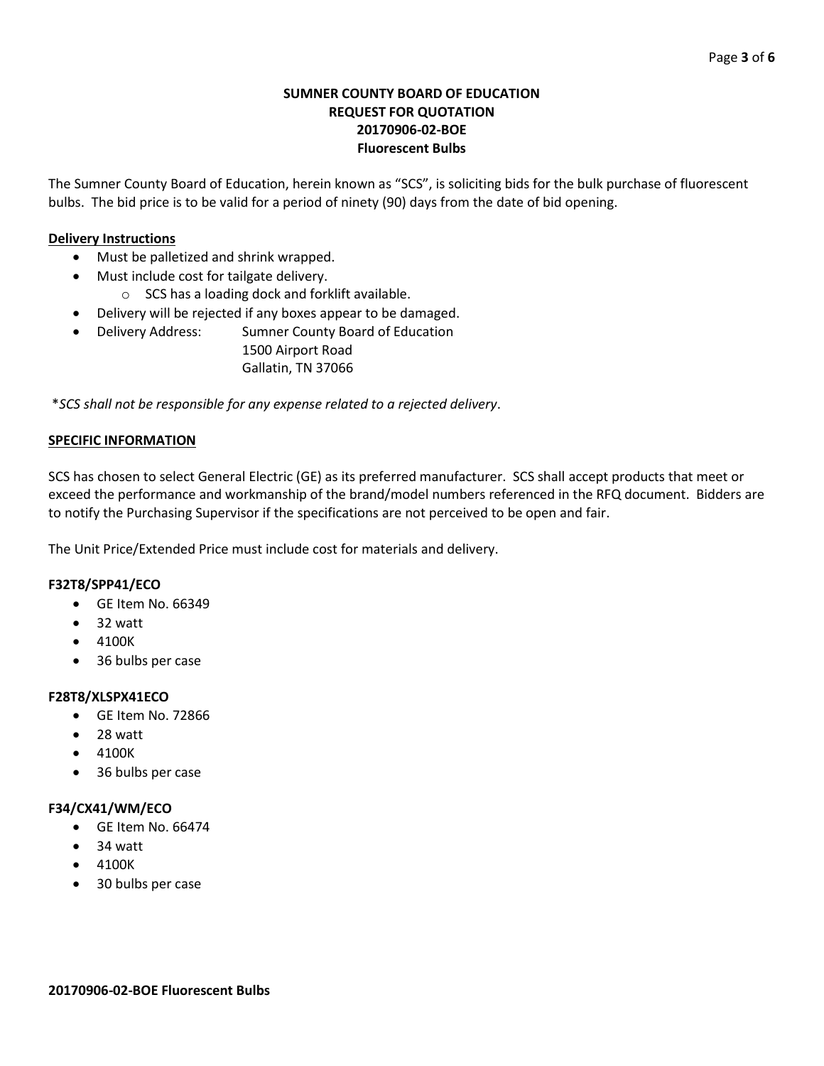# SUMNER COUNTY BOARD OF EDUCATION
## REQUEST FOR QUOTATION
## 20170906-02-BOE
## Fluorescent Bulbs

The Sumner County Board of Education, herein known as "SCS", is soliciting bids for the bulk purchase of fluorescent bulbs. The bid price is to be valid for a period of ninety (90) days from the date of bid opening.

**Delivery Instructions**

- Must be palletized and shrink wrapped.
- Must include cost for tailgate delivery.
  - SCS has a loading dock and forklift available.
- Delivery will be rejected if any boxes appear to be damaged.
- Delivery Address: Sumner County Board of Education
  1500 Airport Road
  Gallatin, TN 37066

**SCS shall not be responsible for any expense related to a rejected delivery.*

**SPECIFIC INFORMATION**

SCS has chosen to select General Electric (GE) as its preferred manufacturer. SCS shall accept products that meet or exceed the performance and workmanship of the brand/model numbers referenced in the RFQ document. Bidders are to notify the Purchasing Supervisor if the specifications are not perceived to be open and fair.

The Unit Price/Extended Price must include cost for materials and delivery.

**F32T8/SPP41/ECO**

- GE Item No. 66349
- 32 watt
- 4100K
- 36 bulbs per case

**F28T8/XLSPX41ECO**

- GE Item No. 72866
- 28 watt
- 4100K
- 36 bulbs per case

**F34/CX41/WM/ECO**

- GE Item No. 66474
- 34 watt
- 4100K
- 30 bulbs per case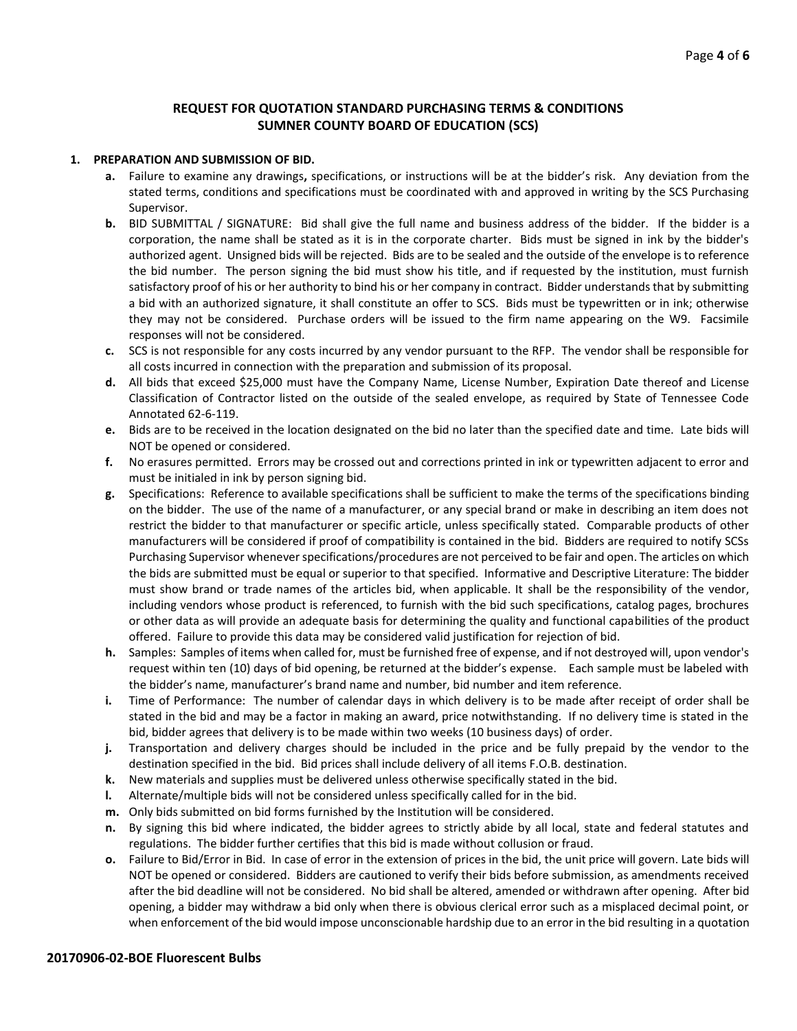## REQUEST FOR QUOTATION STANDARD PURCHASING TERMS & CONDITIONS
## SUMNER COUNTY BOARD OF EDUCATION (SCS)

1. **PREPARATION AND SUBMISSION OF BID.**
   - **a.** Failure to examine any drawings**,** specifications, or instructions will be at the bidder's risk. Any deviation from the stated terms, conditions and specifications must be coordinated with and approved in writing by the SCS Purchasing Supervisor.
   - **b.** BID SUBMITTAL / SIGNATURE: Bid shall give the full name and business address of the bidder. If the bidder is a corporation, the name shall be stated as it is in the corporate charter. Bids must be signed in ink by the bidder's authorized agent. Unsigned bids will be rejected. Bids are to be sealed and the outside of the envelope is to reference the bid number. The person signing the bid must show his title, and if requested by the institution, must furnish satisfactory proof of his or her authority to bind his or her company in contract. Bidder understands that by submitting a bid with an authorized signature, it shall constitute an offer to SCS. Bids must be typewritten or in ink; otherwise they may not be considered. Purchase orders will be issued to the firm name appearing on the W9. Facsimile responses will not be considered.
   - **c.** SCS is not responsible for any costs incurred by any vendor pursuant to the RFP. The vendor shall be responsible for all costs incurred in connection with the preparation and submission of its proposal.
   - **d.** All bids that exceed $25,000 must have the Company Name, License Number, Expiration Date thereof and License Classification of Contractor listed on the outside of the sealed envelope, as required by State of Tennessee Code Annotated 62-6-119.
   - **e.** Bids are to be received in the location designated on the bid no later than the specified date and time. Late bids will NOT be opened or considered.
   - **f.** No erasures permitted. Errors may be crossed out and corrections printed in ink or typewritten adjacent to error and must be initialed in ink by person signing bid.
   - **g.** Specifications: Reference to available specifications shall be sufficient to make the terms of the specifications binding on the bidder. The use of the name of a manufacturer, or any special brand or make in describing an item does not restrict the bidder to that manufacturer or specific article, unless specifically stated. Comparable products of other manufacturers will be considered if proof of compatibility is contained in the bid. Bidders are required to notify SCSs Purchasing Supervisor whenever specifications/procedures are not perceived to be fair and open. The articles on which the bids are submitted must be equal or superior to that specified. Informative and Descriptive Literature: The bidder must show brand or trade names of the articles bid, when applicable. It shall be the responsibility of the vendor, including vendors whose product is referenced, to furnish with the bid such specifications, catalog pages, brochures or other data as will provide an adequate basis for determining the quality and functional capabilities of the product offered. Failure to provide this data may be considered valid justification for rejection of bid.
   - **h.** Samples: Samples of items when called for, must be furnished free of expense, and if not destroyed will, upon vendor's request within ten (10) days of bid opening, be returned at the bidder's expense. Each sample must be labeled with the bidder's name, manufacturer's brand name and number, bid number and item reference.
   - **i.** Time of Performance: The number of calendar days in which delivery is to be made after receipt of order shall be stated in the bid and may be a factor in making an award, price notwithstanding. If no delivery time is stated in the bid, bidder agrees that delivery is to be made within two weeks (10 business days) of order.
   - **j.** Transportation and delivery charges should be included in the price and be fully prepaid by the vendor to the destination specified in the bid. Bid prices shall include delivery of all items F.O.B. destination.
   - **k.** New materials and supplies must be delivered unless otherwise specifically stated in the bid.
   - **l.** Alternate/multiple bids will not be considered unless specifically called for in the bid.
   - **m.** Only bids submitted on bid forms furnished by the Institution will be considered.
   - **n.** By signing this bid where indicated, the bidder agrees to strictly abide by all local, state and federal statutes and regulations. The bidder further certifies that this bid is made without collusion or fraud.
   - **o.** Failure to Bid/Error in Bid. In case of error in the extension of prices in the bid, the unit price will govern. Late bids will NOT be opened or considered. Bidders are cautioned to verify their bids before submission, as amendments received after the bid deadline will not be considered. No bid shall be altered, amended or withdrawn after opening. After bid opening, a bidder may withdraw a bid only when there is obvious clerical error such as a misplaced decimal point, or when enforcement of the bid would impose unconscionable hardship due to an error in the bid resulting in a quotation

**20170906-02-BOE Fluorescent Bulbs**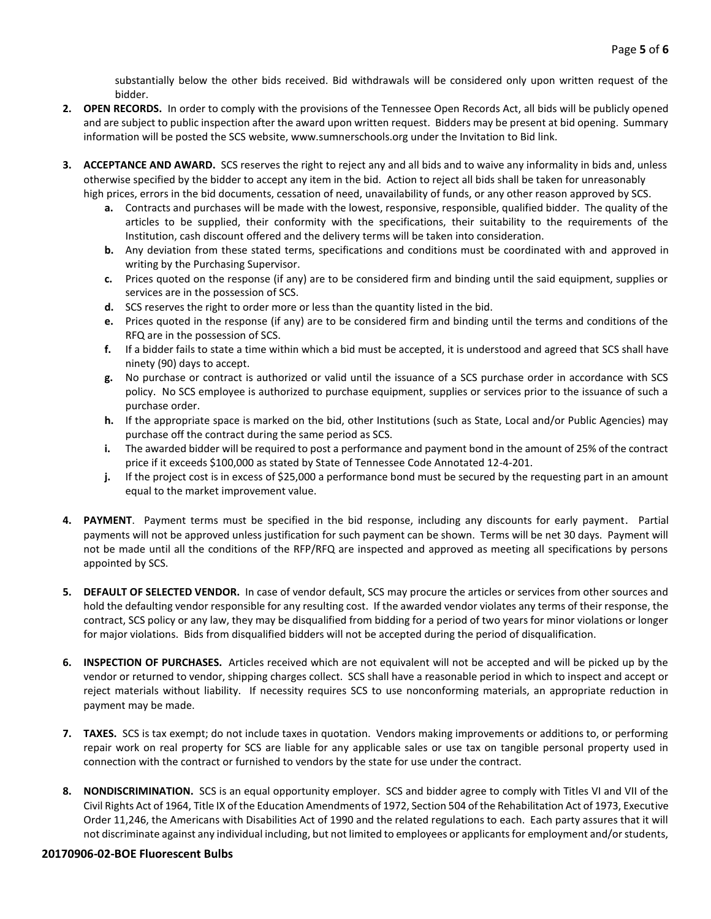substantially below the other bids received. Bid withdrawals will be considered only upon written request of the bidder.

2. **OPEN RECORDS.** In order to comply with the provisions of the Tennessee Open Records Act, all bids will be publicly opened and are subject to public inspection after the award upon written request. Bidders may be present at bid opening. Summary information will be posted the SCS website, www.sumnerschools.org under the Invitation to Bid link.

3. **ACCEPTANCE AND AWARD.** SCS reserves the right to reject any and all bids and to waive any informality in bids and, unless otherwise specified by the bidder to accept any item in the bid. Action to reject all bids shall be taken for unreasonably high prices, errors in the bid documents, cessation of need, unavailability of funds, or any other reason approved by SCS.
   - **a.** Contracts and purchases will be made with the lowest, responsive, responsible, qualified bidder. The quality of the articles to be supplied, their conformity with the specifications, their suitability to the requirements of the Institution, cash discount offered and the delivery terms will be taken into consideration.
   - **b.** Any deviation from these stated terms, specifications and conditions must be coordinated with and approved in writing by the Purchasing Supervisor.
   - **c.** Prices quoted on the response (if any) are to be considered firm and binding until the said equipment, supplies or services are in the possession of SCS.
   - **d.** SCS reserves the right to order more or less than the quantity listed in the bid.
   - **e.** Prices quoted in the response (if any) are to be considered firm and binding until the terms and conditions of the RFQ are in the possession of SCS.
   - **f.** If a bidder fails to state a time within which a bid must be accepted, it is understood and agreed that SCS shall have ninety (90) days to accept.
   - **g.** No purchase or contract is authorized or valid until the issuance of a SCS purchase order in accordance with SCS policy. No SCS employee is authorized to purchase equipment, supplies or services prior to the issuance of such a purchase order.
   - **h.** If the appropriate space is marked on the bid, other Institutions (such as State, Local and/or Public Agencies) may purchase off the contract during the same period as SCS.
   - **i.** The awarded bidder will be required to post a performance and payment bond in the amount of 25% of the contract price if it exceeds $100,000 as stated by State of Tennessee Code Annotated 12-4-201.
   - **j.** If the project cost is in excess of $25,000 a performance bond must be secured by the requesting part in an amount equal to the market improvement value.

4. **PAYMENT**. Payment terms must be specified in the bid response, including any discounts for early payment. Partial payments will not be approved unless justification for such payment can be shown. Terms will be net 30 days. Payment will not be made until all the conditions of the RFP/RFQ are inspected and approved as meeting all specifications by persons appointed by SCS.

5. **DEFAULT OF SELECTED VENDOR.** In case of vendor default, SCS may procure the articles or services from other sources and hold the defaulting vendor responsible for any resulting cost. If the awarded vendor violates any terms of their response, the contract, SCS policy or any law, they may be disqualified from bidding for a period of two years for minor violations or longer for major violations. Bids from disqualified bidders will not be accepted during the period of disqualification.

6. **INSPECTION OF PURCHASES.** Articles received which are not equivalent will not be accepted and will be picked up by the vendor or returned to vendor, shipping charges collect. SCS shall have a reasonable period in which to inspect and accept or reject materials without liability. If necessity requires SCS to use nonconforming materials, an appropriate reduction in payment may be made.

7. **TAXES.** SCS is tax exempt; do not include taxes in quotation. Vendors making improvements or additions to, or performing repair work on real property for SCS are liable for any applicable sales or use tax on tangible personal property used in connection with the contract or furnished to vendors by the state for use under the contract.

8. **NONDISCRIMINATION.** SCS is an equal opportunity employer. SCS and bidder agree to comply with Titles VI and VII of the Civil Rights Act of 1964, Title IX of the Education Amendments of 1972, Section 504 of the Rehabilitation Act of 1973, Executive Order 11,246, the Americans with Disabilities Act of 1990 and the related regulations to each. Each party assures that it will not discriminate against any individual including, but not limited to employees or applicants for employment and/or students,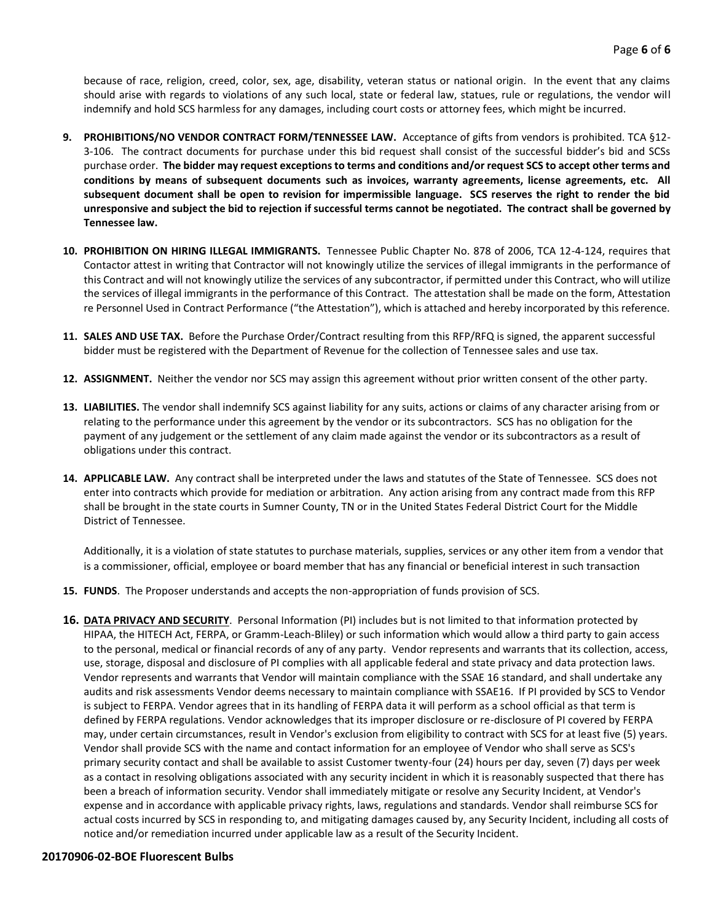because of race, religion, creed, color, sex, age, disability, veteran status or national origin. In the event that any claims should arise with regards to violations of any such local, state or federal law, statues, rule or regulations, the vendor will indemnify and hold SCS harmless for any damages, including court costs or attorney fees, which might be incurred.

9. **PROHIBITIONS/NO VENDOR CONTRACT FORM/TENNESSEE LAW.** Acceptance of gifts from vendors is prohibited. TCA §12-3-106. The contract documents for purchase under this bid request shall consist of the successful bidder's bid and SCSs purchase order. **The bidder may request exceptions to terms and conditions and/or request SCS to accept other terms and conditions by means of subsequent documents such as invoices, warranty agreements, license agreements, etc. All subsequent document shall be open to revision for impermissible language. SCS reserves the right to render the bid unresponsive and subject the bid to rejection if successful terms cannot be negotiated. The contract shall be governed by Tennessee law.**

10. **PROHIBITION ON HIRING ILLEGAL IMMIGRANTS.** Tennessee Public Chapter No. 878 of 2006, TCA 12-4-124, requires that Contactor attest in writing that Contractor will not knowingly utilize the services of illegal immigrants in the performance of this Contract and will not knowingly utilize the services of any subcontractor, if permitted under this Contract, who will utilize the services of illegal immigrants in the performance of this Contract. The attestation shall be made on the form, Attestation re Personnel Used in Contract Performance ("the Attestation"), which is attached and hereby incorporated by this reference.

11. **SALES AND USE TAX.** Before the Purchase Order/Contract resulting from this RFP/RFQ is signed, the apparent successful bidder must be registered with the Department of Revenue for the collection of Tennessee sales and use tax.

12. **ASSIGNMENT.** Neither the vendor nor SCS may assign this agreement without prior written consent of the other party.

13. **LIABILITIES.** The vendor shall indemnify SCS against liability for any suits, actions or claims of any character arising from or relating to the performance under this agreement by the vendor or its subcontractors. SCS has no obligation for the payment of any judgement or the settlement of any claim made against the vendor or its subcontractors as a result of obligations under this contract.

14. **APPLICABLE LAW.** Any contract shall be interpreted under the laws and statutes of the State of Tennessee. SCS does not enter into contracts which provide for mediation or arbitration. Any action arising from any contract made from this RFP shall be brought in the state courts in Sumner County, TN or in the United States Federal District Court for the Middle District of Tennessee.

    Additionally, it is a violation of state statutes to purchase materials, supplies, services or any other item from a vendor that is a commissioner, official, employee or board member that has any financial or beneficial interest in such transaction

15. **FUNDS**. The Proposer understands and accepts the non-appropriation of funds provision of SCS.

16. **DATA PRIVACY AND SECURITY**. Personal Information (PI) includes but is not limited to that information protected by HIPAA, the HITECH Act, FERPA, or Gramm-Leach-Bliley) or such information which would allow a third party to gain access to the personal, medical or financial records of any of any party. Vendor represents and warrants that its collection, access, use, storage, disposal and disclosure of PI complies with all applicable federal and state privacy and data protection laws. Vendor represents and warrants that Vendor will maintain compliance with the SSAE 16 standard, and shall undertake any audits and risk assessments Vendor deems necessary to maintain compliance with SSAE16. If PI provided by SCS to Vendor is subject to FERPA. Vendor agrees that in its handling of FERPA data it will perform as a school official as that term is defined by FERPA regulations. Vendor acknowledges that its improper disclosure or re-disclosure of PI covered by FERPA may, under certain circumstances, result in Vendor's exclusion from eligibility to contract with SCS for at least five (5) years. Vendor shall provide SCS with the name and contact information for an employee of Vendor who shall serve as SCS's primary security contact and shall be available to assist Customer twenty-four (24) hours per day, seven (7) days per week as a contact in resolving obligations associated with any security incident in which it is reasonably suspected that there has been a breach of information security. Vendor shall immediately mitigate or resolve any Security Incident, at Vendor's expense and in accordance with applicable privacy rights, laws, regulations and standards. Vendor shall reimburse SCS for actual costs incurred by SCS in responding to, and mitigating damages caused by, any Security Incident, including all costs of notice and/or remediation incurred under applicable law as a result of the Security Incident.